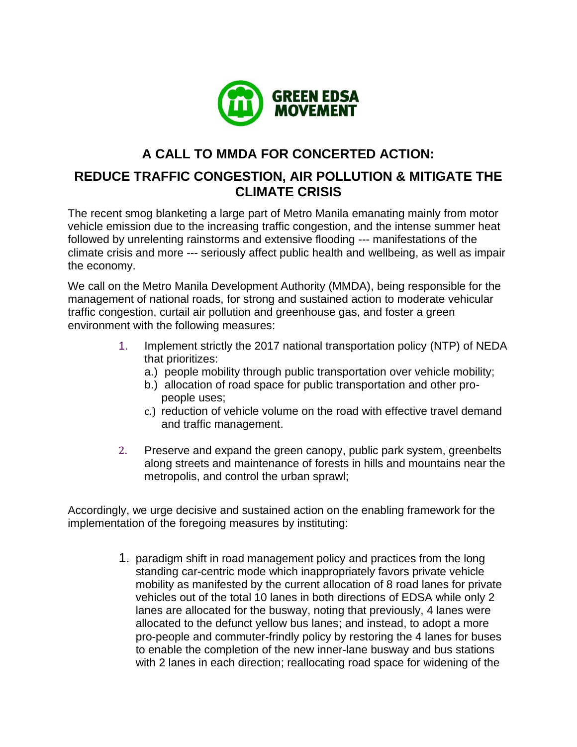GREEN EDSA MOVEMENT

# A CALL TO MMDA FOR CONCERTED ACTION:

## REDUCE TRAFFIC CONGESTION, AIR POLLUTION & MITIGATE THE CLIMATE CRISIS

The recent smog blanketing a large part of Metro Manila emanating mainly from motor vehicle emission due to the increasing traffic congestion, and the intense summer heat followed by unrelenting rainstorms and extensive flooding --- manifestations of the climate crisis and more --- seriously affect public health and wellbeing, as well as impair the economy.

We call on the Metro Manila Development Authority (MMDA), being responsible for the management of national roads, for strong and sustained action to moderate vehicular traffic congestion, curtail air pollution and greenhouse gas, and foster a green environment with the following measures:

1. Implement strictly the 2017 national transportation policy (NTP) of NEDA that prioritizes:
   a.) people mobility through public transportation over vehicle mobility;
   b.) allocation of road space for public transportation and other pro-people uses;
   c.) reduction of vehicle volume on the road with effective travel demand and traffic management.

2. Preserve and expand the green canopy, public park system, greenbelts along streets and maintenance of forests in hills and mountains near the metropolis, and control the urban sprawl;

Accordingly, we urge decisive and sustained action on the enabling framework for the implementation of the foregoing measures by instituting:

1. paradigm shift in road management policy and practices from the long standing car-centric mode which inappropriately favors private vehicle mobility as manifested by the current allocation of 8 road lanes for private vehicles out of the total 10 lanes in both directions of EDSA while only 2 lanes are allocated for the busway, noting that previously, 4 lanes were allocated to the defunct yellow bus lanes; and instead, to adopt a more pro-people and commuter-frindly policy by restoring the 4 lanes for buses to enable the completion of the new inner-lane busway and bus stations with 2 lanes in each direction; reallocating road space for widening of the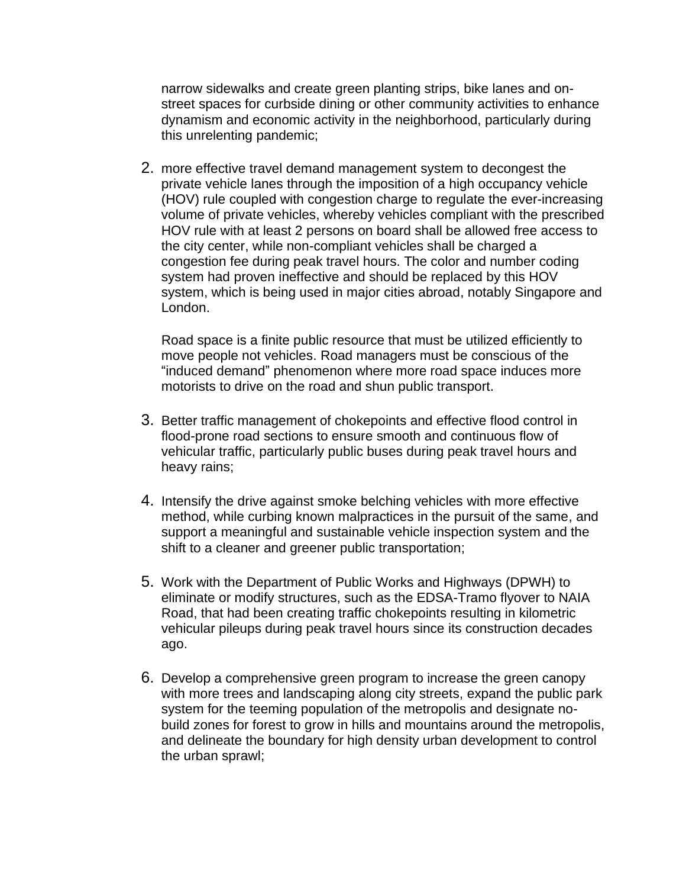narrow sidewalks and create green planting strips, bike lanes and on-street spaces for curbside dining or other community activities to enhance dynamism and economic activity in the neighborhood, particularly during this unrelenting pandemic;

2. more effective travel demand management system to decongest the private vehicle lanes through the imposition of a high occupancy vehicle (HOV) rule coupled with congestion charge to regulate the ever-increasing volume of private vehicles, whereby vehicles compliant with the prescribed HOV rule with at least 2 persons on board shall be allowed free access to the city center, while non-compliant vehicles shall be charged a congestion fee during peak travel hours. The color and number coding system had proven ineffective and should be replaced by this HOV system, which is being used in major cities abroad, notably Singapore and London.

   Road space is a finite public resource that must be utilized efficiently to move people not vehicles. Road managers must be conscious of the "induced demand" phenomenon where more road space induces more motorists to drive on the road and shun public transport.

3. Better traffic management of chokepoints and effective flood control in flood-prone road sections to ensure smooth and continuous flow of vehicular traffic, particularly public buses during peak travel hours and heavy rains;

4. Intensify the drive against smoke belching vehicles with more effective method, while curbing known malpractices in the pursuit of the same, and support a meaningful and sustainable vehicle inspection system and the shift to a cleaner and greener public transportation;

5. Work with the Department of Public Works and Highways (DPWH) to eliminate or modify structures, such as the EDSA-Tramo flyover to NAIA Road, that had been creating traffic chokepoints resulting in kilometric vehicular pileups during peak travel hours since its construction decades ago.

6. Develop a comprehensive green program to increase the green canopy with more trees and landscaping along city streets, expand the public park system for the teeming population of the metropolis and designate no-build zones for forest to grow in hills and mountains around the metropolis, and delineate the boundary for high density urban development to control the urban sprawl;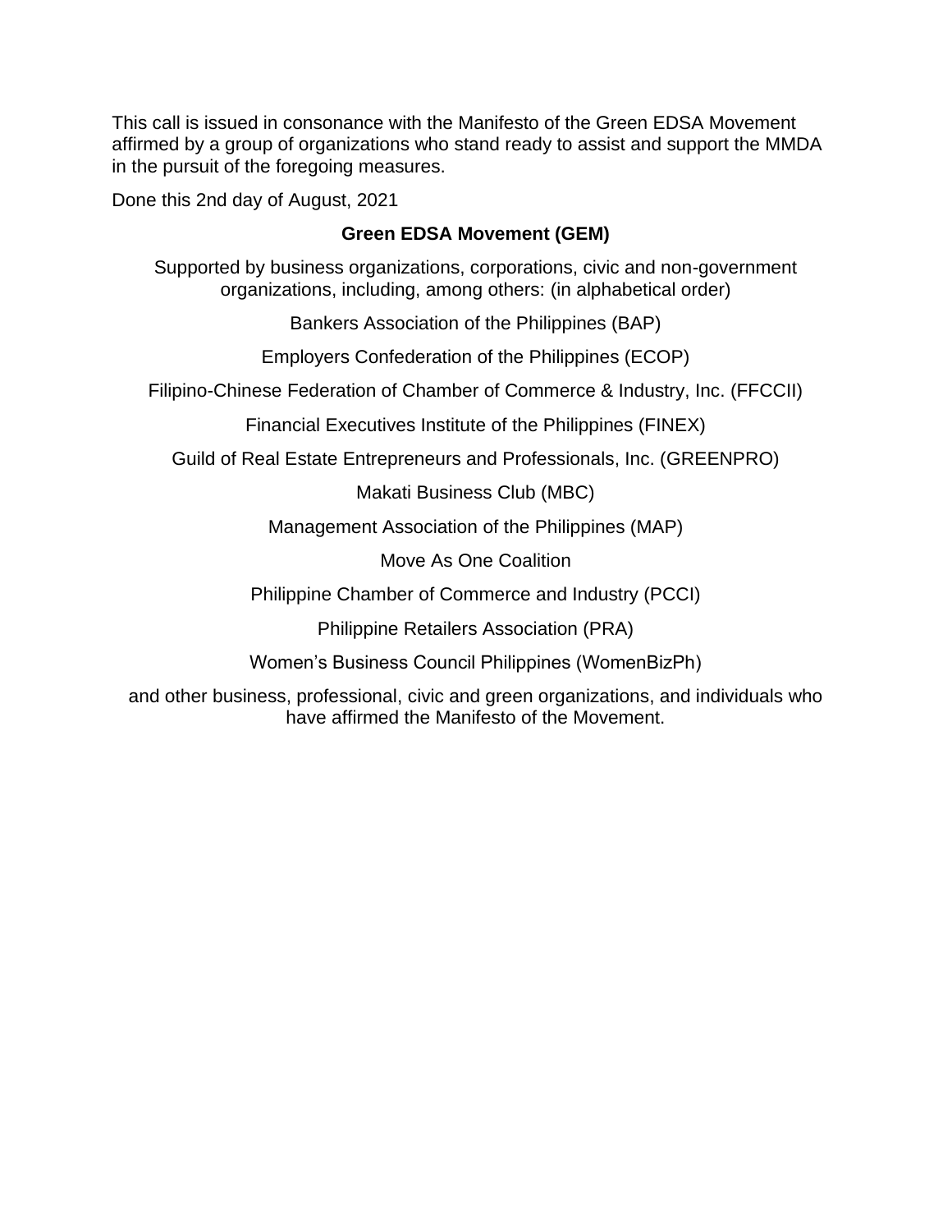This call is issued in consonance with the Manifesto of the Green EDSA Movement affirmed by a group of organizations who stand ready to assist and support the MMDA in the pursuit of the foregoing measures.

Done this 2nd day of August, 2021

**Green EDSA Movement (GEM)**

Supported by business organizations, corporations, civic and non-government organizations, including, among others: (in alphabetical order)

Bankers Association of the Philippines (BAP)

Employers Confederation of the Philippines (ECOP)

Filipino-Chinese Federation of Chamber of Commerce & Industry, Inc. (FFCCII)

Financial Executives Institute of the Philippines (FINEX)

Guild of Real Estate Entrepreneurs and Professionals, Inc. (GREENPRO)

Makati Business Club (MBC)

Management Association of the Philippines (MAP)

Move As One Coalition

Philippine Chamber of Commerce and Industry (PCCI)

Philippine Retailers Association (PRA)

Women's Business Council Philippines (WomenBizPh)

and other business, professional, civic and green organizations, and individuals who have affirmed the Manifesto of the Movement.